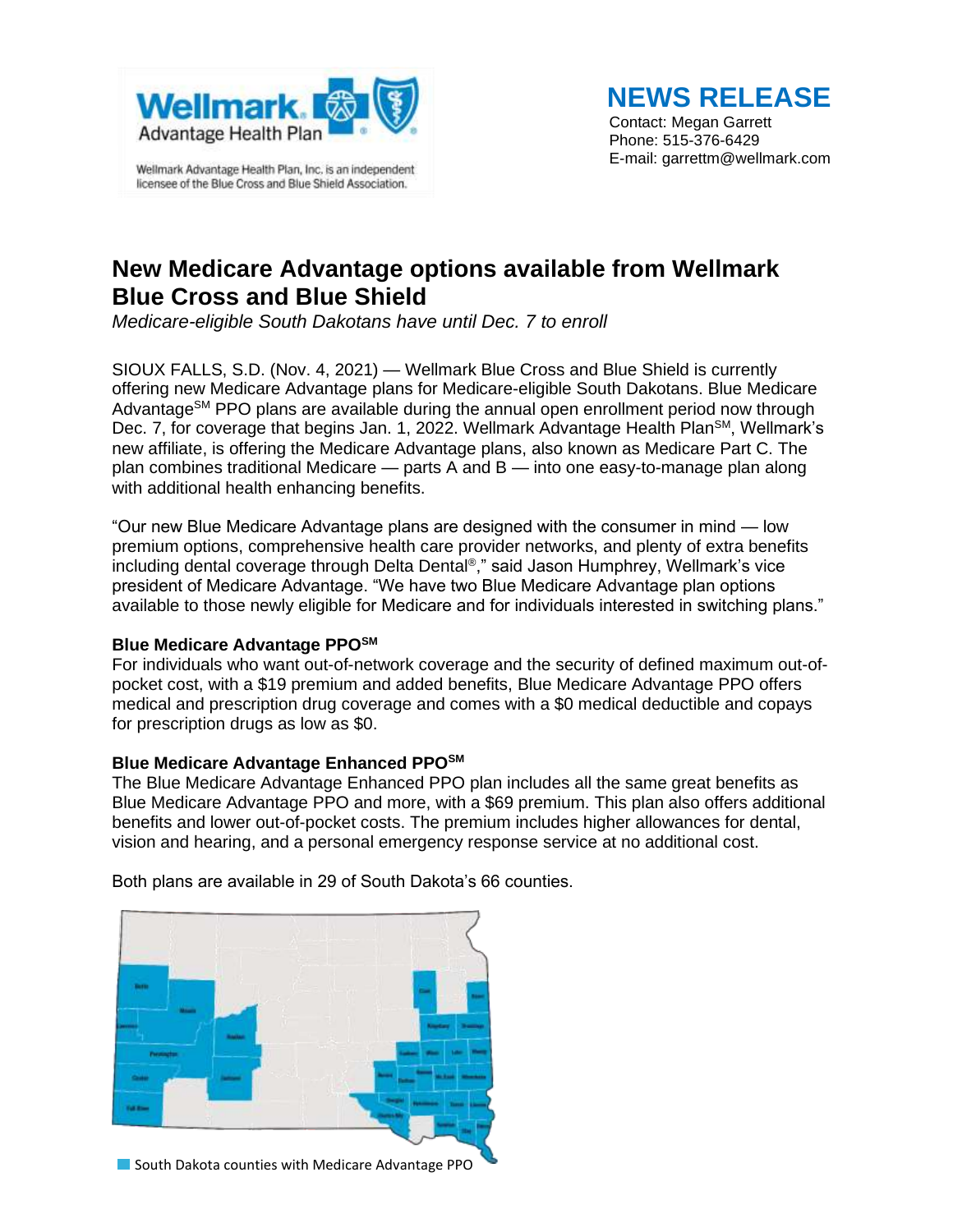Wellmark Advantage Health Plan, Inc. is an independent licensee of the Blue Cross and Blue Shield Association.

**NEWS RELEASE**

Contact: Megan Garrett
Phone: 515-376-6429
E-mail: garrettm@wellmark.com

# New Medicare Advantage options available from Wellmark Blue Cross and Blue Shield

*Medicare-eligible South Dakotans have until Dec. 7 to enroll*

SIOUX FALLS, S.D. (Nov. 4, 2021) — Wellmark Blue Cross and Blue Shield is currently offering new Medicare Advantage plans for Medicare-eligible South Dakotans. Blue Medicare Advantage^SM PPO plans are available during the annual open enrollment period now through Dec. 7, for coverage that begins Jan. 1, 2022. Wellmark Advantage Health Plan^SM, Wellmark's new affiliate, is offering the Medicare Advantage plans, also known as Medicare Part C. The plan combines traditional Medicare — parts A and B — into one easy-to-manage plan along with additional health enhancing benefits.

"Our new Blue Medicare Advantage plans are designed with the consumer in mind — low premium options, comprehensive health care provider networks, and plenty of extra benefits including dental coverage through Delta Dental®," said Jason Humphrey, Wellmark's vice president of Medicare Advantage. "We have two Blue Medicare Advantage plan options available to those newly eligible for Medicare and for individuals interested in switching plans."

**Blue Medicare Advantage PPO^SM**

For individuals who want out-of-network coverage and the security of defined maximum out-of-pocket cost, with a $19 premium and added benefits, Blue Medicare Advantage PPO offers medical and prescription drug coverage and comes with a $0 medical deductible and copays for prescription drugs as low as $0.

**Blue Medicare Advantage Enhanced PPO^SM**

The Blue Medicare Advantage Enhanced PPO plan includes all the same great benefits as Blue Medicare Advantage PPO and more, with a $69 premium. This plan also offers additional benefits and lower out-of-pocket costs. The premium includes higher allowances for dental, vision and hearing, and a personal emergency response service at no additional cost.

Both plans are available in 29 of South Dakota's 66 counties.

South Dakota counties with Medicare Advantage PPO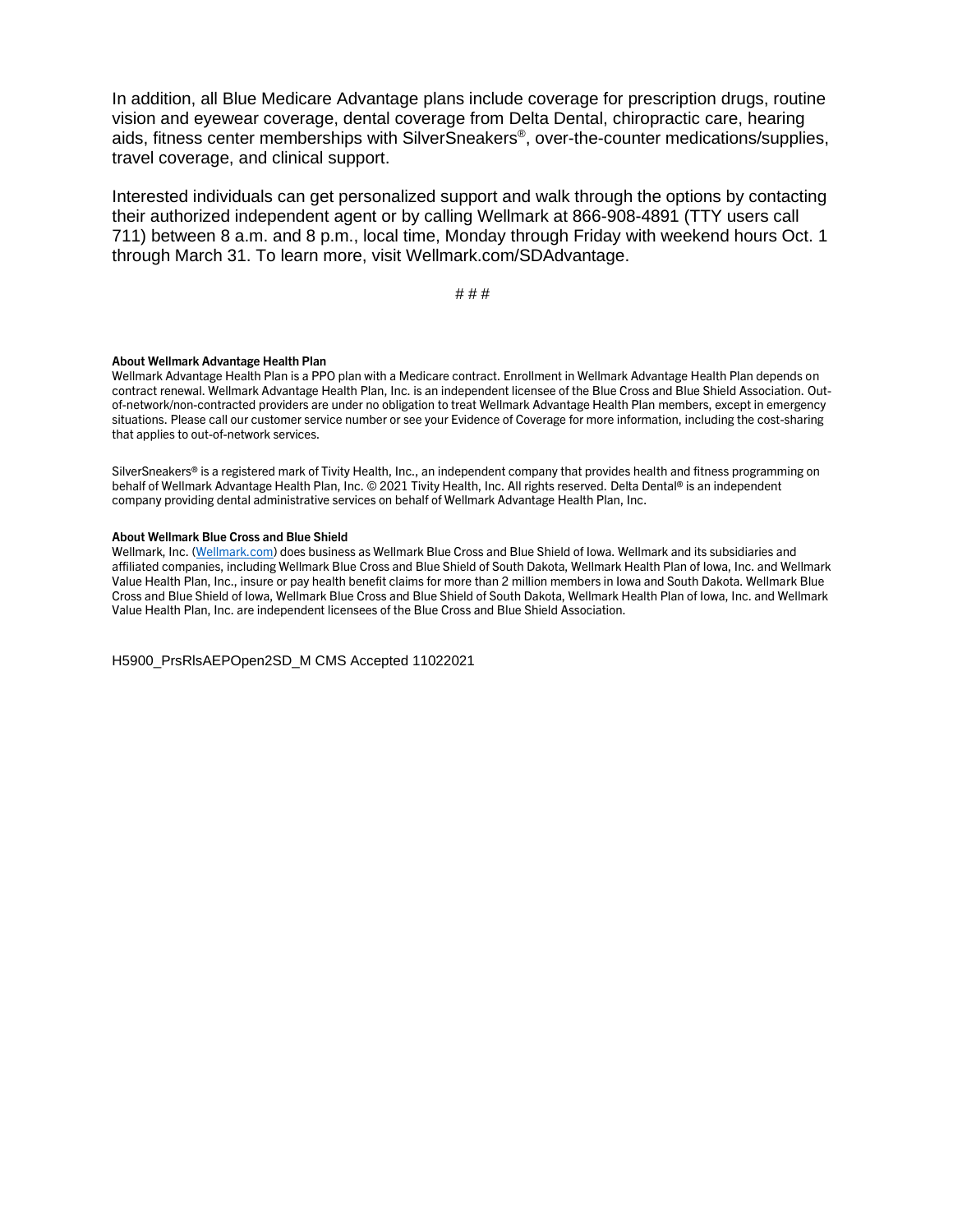In addition, all Blue Medicare Advantage plans include coverage for prescription drugs, routine vision and eyewear coverage, dental coverage from Delta Dental, chiropractic care, hearing aids, fitness center memberships with SilverSneakers®, over-the-counter medications/supplies, travel coverage, and clinical support.

Interested individuals can get personalized support and walk through the options by contacting their authorized independent agent or by calling Wellmark at 866-908-4891 (TTY users call 711) between 8 a.m. and 8 p.m., local time, Monday through Friday with weekend hours Oct. 1 through March 31. To learn more, visit Wellmark.com/SDAdvantage.

# # #

**About Wellmark Advantage Health Plan**

Wellmark Advantage Health Plan is a PPO plan with a Medicare contract. Enrollment in Wellmark Advantage Health Plan depends on contract renewal. Wellmark Advantage Health Plan, Inc. is an independent licensee of the Blue Cross and Blue Shield Association. Out-of-network/non-contracted providers are under no obligation to treat Wellmark Advantage Health Plan members, except in emergency situations. Please call our customer service number or see your Evidence of Coverage for more information, including the cost-sharing that applies to out-of-network services.

SilverSneakers® is a registered mark of Tivity Health, Inc., an independent company that provides health and fitness programming on behalf of Wellmark Advantage Health Plan, Inc. © 2021 Tivity Health, Inc. All rights reserved. Delta Dental® is an independent company providing dental administrative services on behalf of Wellmark Advantage Health Plan, Inc.

**About Wellmark Blue Cross and Blue Shield**

Wellmark, Inc. (Wellmark.com) does business as Wellmark Blue Cross and Blue Shield of Iowa. Wellmark and its subsidiaries and affiliated companies, including Wellmark Blue Cross and Blue Shield of South Dakota, Wellmark Health Plan of Iowa, Inc. and Wellmark Value Health Plan, Inc., insure or pay health benefit claims for more than 2 million members in Iowa and South Dakota. Wellmark Blue Cross and Blue Shield of Iowa, Wellmark Blue Cross and Blue Shield of South Dakota, Wellmark Health Plan of Iowa, Inc. and Wellmark Value Health Plan, Inc. are independent licensees of the Blue Cross and Blue Shield Association.

H5900_PrsRlsAEPOpen2SD_M CMS Accepted 11022021